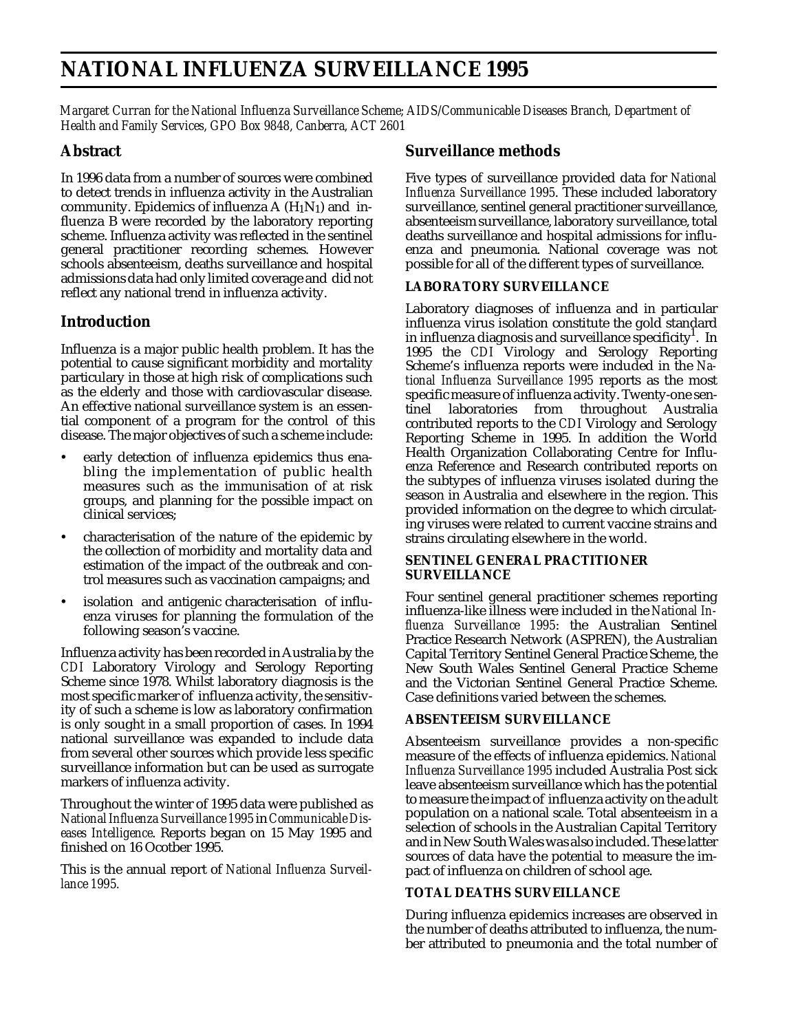# NATIONAL INFLUENZA SURVEILLANCE 1995

*Margaret Curran for the National Influenza Surveillance Scheme; AIDS/Communicable Diseases Branch, Department of Health and Family Services, GPO Box 9848, Canberra, ACT 2601*

## Abstract

In 1996 data from a number of sources were combined to detect trends in influenza activity in the Australian community. Epidemics of influenza A ($H_1N_1$) and influenza B were recorded by the laboratory reporting scheme. Influenza activity was reflected in the sentinel general practitioner recording schemes. However schools absenteeism, deaths surveillance and hospital admissions data had only limited coverage and did not reflect any national trend in influenza activity.

## Introduction

Influenza is a major public health problem. It has the potential to cause significant morbidity and mortality particulary in those at high risk of complications such as the elderly and those with cardiovascular disease. An effective national surveillance system is an essential component of a program for the control of this disease. The major objectives of such a scheme include:

- early detection of influenza epidemics thus enabling the implementation of public health measures such as the immunisation of at risk groups, and planning for the possible impact on clinical services;
- characterisation of the nature of the epidemic by the collection of morbidity and mortality data and estimation of the impact of the outbreak and control measures such as vaccination campaigns; and
- isolation and antigenic characterisation of influenza viruses for planning the formulation of the following season's vaccine.

Influenza activity has been recorded in Australia by the *CDI* Laboratory Virology and Serology Reporting Scheme since 1978. Whilst laboratory diagnosis is the most specific marker of influenza activity, the sensitivity of such a scheme is low as laboratory confirmation is only sought in a small proportion of cases. In 1994 national surveillance was expanded to include data from several other sources which provide less specific surveillance information but can be used as surrogate markers of influenza activity.

Throughout the winter of 1995 data were published as *National Influenza Surveillance 1995* in *Communicable Diseases Intelligence*. Reports began on 15 May 1995 and finished on 16 Ocotber 1995.

This is the annual report of *National Influenza Surveillance 1995*.

## Surveillance methods

Five types of surveillance provided data for *National Influenza Surveillance 1995*. These included laboratory surveillance, sentinel general practitioner surveillance, absenteeism surveillance, laboratory surveillance, total deaths surveillance and hospital admissions for influenza and pneumonia. National coverage was not possible for all of the different types of surveillance.

### LABORATORY SURVEILLANCE

Laboratory diagnoses of influenza and in particular influenza virus isolation constitute the gold standard in influenza diagnosis and surveillance specificity[1]. In 1995 the *CDI* Virology and Serology Reporting Scheme's influenza reports were included in the *National Influenza Surveillance 1995* reports as the most specific measure of influenza activity. Twenty-one sentinel laboratories from throughout Australia contributed reports to the *CDI* Virology and Serology Reporting Scheme in 1995. In addition the World Health Organization Collaborating Centre for Influenza Reference and Research contributed reports on the subtypes of influenza viruses isolated during the season in Australia and elsewhere in the region. This provided information on the degree to which circulating viruses were related to current vaccine strains and strains circulating elsewhere in the world.

### SENTINEL GENERAL PRACTITIONER SURVEILLANCE

Four sentinel general practitioner schemes reporting influenza-like illness were included in the *National Influenza Surveillance 1995*: the Australian Sentinel Practice Research Network (ASPREN), the Australian Capital Territory Sentinel General Practice Scheme, the New South Wales Sentinel General Practice Scheme and the Victorian Sentinel General Practice Scheme. Case definitions varied between the schemes.

### ABSENTEEISM SURVEILLANCE

Absenteeism surveillance provides a non-specific measure of the effects of influenza epidemics. *National Influenza Surveillance 1995* included Australia Post sick leave absenteeism surveillance which has the potential to measure the impact of influenza activity on the adult population on a national scale. Total absenteeism in a selection of schools in the Australian Capital Territory and in New South Wales was also included. These latter sources of data have the potential to measure the impact of influenza on children of school age.

### TOTAL DEATHS SURVEILLANCE

During influenza epidemics increases are observed in the number of deaths attributed to influenza, the number attributed to pneumonia and the total number of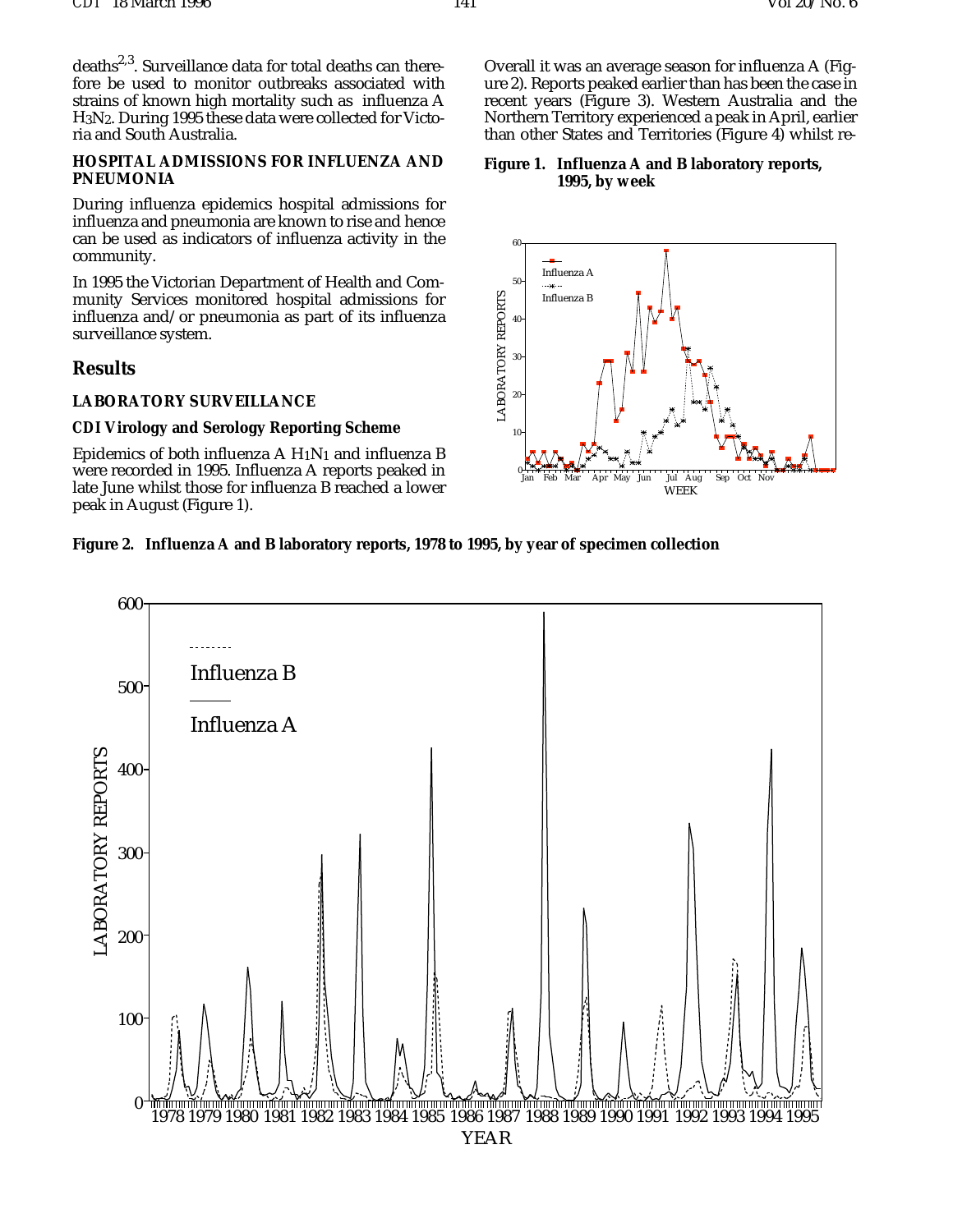deaths[2,3]. Surveillance data for total deaths can therefore be used to monitor outbreaks associated with strains of known high mortality such as influenza A $H_3N_2$. During 1995 these data were collected for Victoria and South Australia.

**HOSPITAL ADMISSIONS FOR INFLUENZA AND PNEUMONIA**

During influenza epidemics hospital admissions for influenza and pneumonia are known to rise and hence can be used as indicators of influenza activity in the community.

In 1995 the Victorian Department of Health and Community Services monitored hospital admissions for influenza and/or pneumonia as part of its influenza surveillance system.

## Results

**LABORATORY SURVEILLANCE**

**CDI Virology and Serology Reporting Scheme**

Epidemics of both influenza A $H_1N_1$ and influenza B were recorded in 1995. Influenza A reports peaked in late June whilst those for influenza B reached a lower peak in August (Figure 1).

Overall it was an average season for influenza A (Figure 2). Reports peaked earlier than has been the case in recent years (Figure 3). Western Australia and the Northern Territory experienced a peak in April, earlier than other States and Territories (Figure 4) whilst re-

**Figure 1. Influenza A and B laboratory reports, 1995, by week**

**Figure 2. Influenza A and B laboratory reports, 1978 to 1995, by year of specimen collection**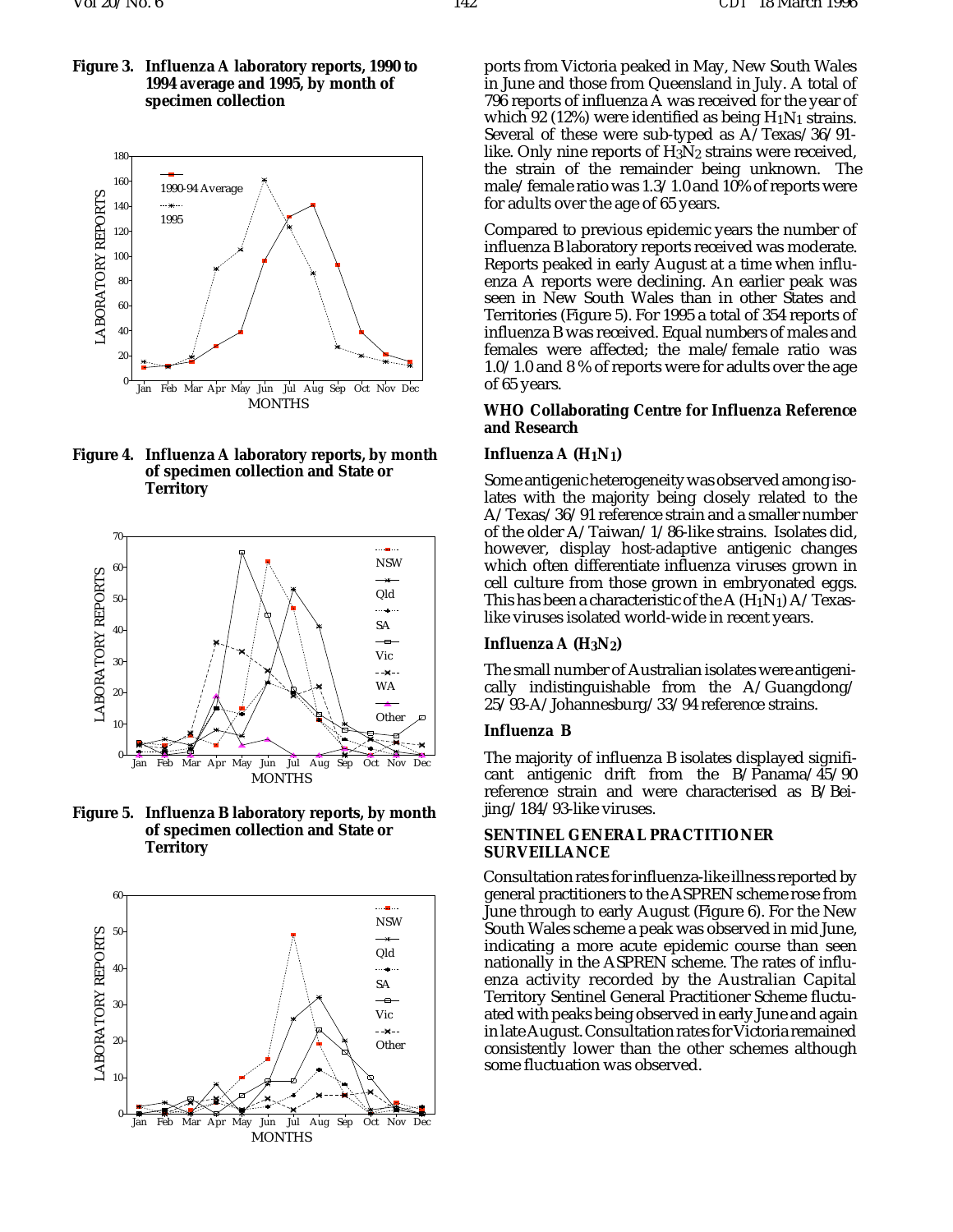**Figure 3. Influenza A laboratory reports, 1990 to 1994 average and 1995, by month of specimen collection**

**Figure 4. Influenza A laboratory reports, by month of specimen collection and State or Territory**

**Figure 5. Influenza B laboratory reports, by month of specimen collection and State or Territory**

ports from Victoria peaked in May, New South Wales in June and those from Queensland in July. A total of 796 reports of influenza A was received for the year of which 92 (12%) were identified as being $H_1N_1$ strains. Several of these were sub-typed as A/Texas/36/91-like. Only nine reports of $H_3N_2$ strains were received, the strain of the remainder being unknown. The male/female ratio was 1.3/1.0 and 10% of reports were for adults over the age of 65 years.

Compared to previous epidemic years the number of influenza B laboratory reports received was moderate. Reports peaked in early August at a time when influenza A reports were declining. An earlier peak was seen in New South Wales than in other States and Territories (Figure 5). For 1995 a total of 354 reports of influenza B was received. Equal numbers of males and females were affected; the male/female ratio was 1.0/1.0 and 8 % of reports were for adults over the age of 65 years.

### WHO Collaborating Centre for Influenza Reference and Research

#### Influenza A ($H_1N_1$)

Some antigenic heterogeneity was observed among isolates with the majority being closely related to the A/Texas/36/91 reference strain and a smaller number of the older A/Taiwan/1/86-like strains. Isolates did, however, display host-adaptive antigenic changes which often differentiate influenza viruses grown in cell culture from those grown in embryonated eggs. This has been a characteristic of the A ($H_1N_1$) A/Texas-like viruses isolated world-wide in recent years.

#### Influenza A ($H_3N_2$)

The small number of Australian isolates were antigenically indistinguishable from the A/Guangdong/25/93-A/Johannesburg/33/94 reference strains.

#### Influenza B

The majority of influenza B isolates displayed significant antigenic drift from the B/Panama/45/90 reference strain and were characterised as B/Beijing/184/93-like viruses.

### SENTINEL GENERAL PRACTITIONER SURVEILLANCE

Consultation rates for influenza-like illness reported by general practitioners to the ASPREN scheme rose from June through to early August (Figure 6). For the New South Wales scheme a peak was observed in mid June, indicating a more acute epidemic course than seen nationally in the ASPREN scheme. The rates of influenza activity recorded by the Australian Capital Territory Sentinel General Practitioner Scheme fluctuated with peaks being observed in early June and again in late August. Consultation rates for Victoria remained consistently lower than the other schemes although some fluctuation was observed.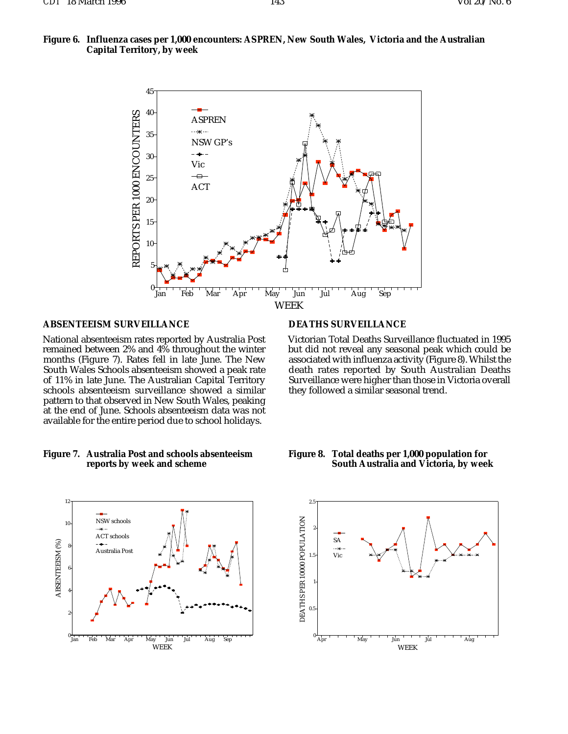**Figure 6. Influenza cases per 1,000 encounters: ASPREN, New South Wales, Victoria and the Australian Capital Territory, by week**

## ABSENTEEISM SURVEILLANCE

National absenteeism rates reported by Australia Post remained between 2% and 4% throughout the winter months (Figure 7). Rates fell in late June. The New South Wales Schools absenteeism showed a peak rate of 11% in late June. The Australian Capital Territory schools absenteeism surveillance showed a similar pattern to that observed in New South Wales, peaking at the end of June. Schools absenteeism data was not available for the entire period due to school holidays.

## DEATHS SURVEILLANCE

Victorian Total Deaths Surveillance fluctuated in 1995 but did not reveal any seasonal peak which could be associated with influenza activity (Figure 8). Whilst the death rates reported by South Australian Deaths Surveillance were higher than those in Victoria overall they followed a similar seasonal trend.

**Figure 7. Australia Post and schools absenteeism reports by week and scheme**

**Figure 8. Total deaths per 1,000 population for South Australia and Victoria, by week**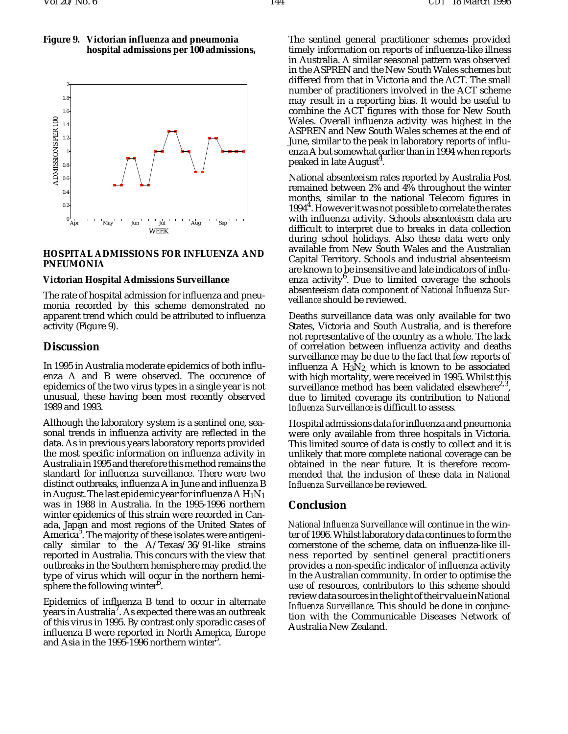**Figure 9. Victorian influenza and pneumonia hospital admissions per 100 admissions,**

## HOSPITAL ADMISSIONS FOR INFLUENZA AND PNEUMONIA

### Victorian Hospital Admissions Surveillance

The rate of hospital admission for influenza and pneumonia recorded by this scheme demonstrated no apparent trend which could be attributed to influenza activity (Figure 9).

## Discussion

In 1995 in Australia moderate epidemics of both influenza A and B were observed. The occurence of epidemics of the two virus types in a single year is not unusual, these having been most recently observed 1989 and 1993.

Although the laboratory system is a sentinel one, seasonal trends in influenza activity are reflected in the data. As in previous years laboratory reports provided the most specific information on influenza activity in Australia in 1995 and therefore this method remains the standard for influenza surveillance. There were two distinct outbreaks, influenza A in June and influenza B in August. The last epidemic year for influenza A $H_1N_1$ was in 1988 in Australia. In the 1995-1996 northern winter epidemics of this strain were recorded in Canada, Japan and most regions of the United States of America[5]. The majority of these isolates were antigenically similar to the A/Texas/36/91-like strains reported in Australia. This concurs with the view that outbreaks in the Southern hemisphere may predict the type of virus which will occur in the northern hemisphere the following winter[6].

Epidemics of influenza B tend to occur in alternate years in Australia[7]. As expected there was an outbreak of this virus in 1995. By contrast only sporadic cases of influenza B were reported in North America, Europe and Asia in the 1995-1996 northern winter[5].

The sentinel general practitioner schemes provided timely information on reports of influenza-like illness in Australia. A similar seasonal pattern was observed in the ASPREN and the New South Wales schemes but differed from that in Victoria and the ACT. The small number of practitioners involved in the ACT scheme may result in a reporting bias. It would be useful to combine the ACT figures with those for New South Wales. Overall influenza activity was highest in the ASPREN and New South Wales schemes at the end of June, similar to the peak in laboratory reports of influenza A but somewhat earlier than in 1994 when reports peaked in late August[4].

National absenteeism rates reported by Australia Post remained between 2% and 4% throughout the winter months, similar to the national Telecom figures in 1994[4]. However it was not possible to correlate the rates with influenza activity. Schools absenteeism data are difficult to interpret due to breaks in data collection during school holidays. Also these data were only available from New South Wales and the Australian Capital Territory. Schools and industrial absenteeism are known to be insensitive and late indicators of influenza activity[6]. Due to limited coverage the schools absenteeism data component of *National Influenza Surveillance* should be reviewed.

Deaths surveillance data was only available for two States, Victoria and South Australia, and is therefore not representative of the country as a whole. The lack of correlation between influenza activity and deaths surveillance may be due to the fact that few reports of influenza A $H_3N_2$, which is known to be associated with high mortality, were received in 1995. Whilst this surveillance method has been validated elsewhere[2,3], due to limited coverage its contribution to *National Influenza Surveillance* is difficult to assess.

Hospital admissions data for influenza and pneumonia were only available from three hospitals in Victoria. This limited source of data is costly to collect and it is unlikely that more complete national coverage can be obtained in the near future. It is therefore recommended that the inclusion of these data in *National Influenza Surveillance* be reviewed.

## Conclusion

*National Influenza Surveillance* will continue in the winter of 1996. Whilst laboratory data continues to form the cornerstone of the scheme, data on influenza-like illness reported by sentinel general practitioners provides a non-specific indicator of influenza activity in the Australian community. In order to optimise the use of resources, contributors to this scheme should review data sources in the light of their value in *National Influenza Surveillance*. This should be done in conjunction with the Communicable Diseases Network of Australia New Zealand.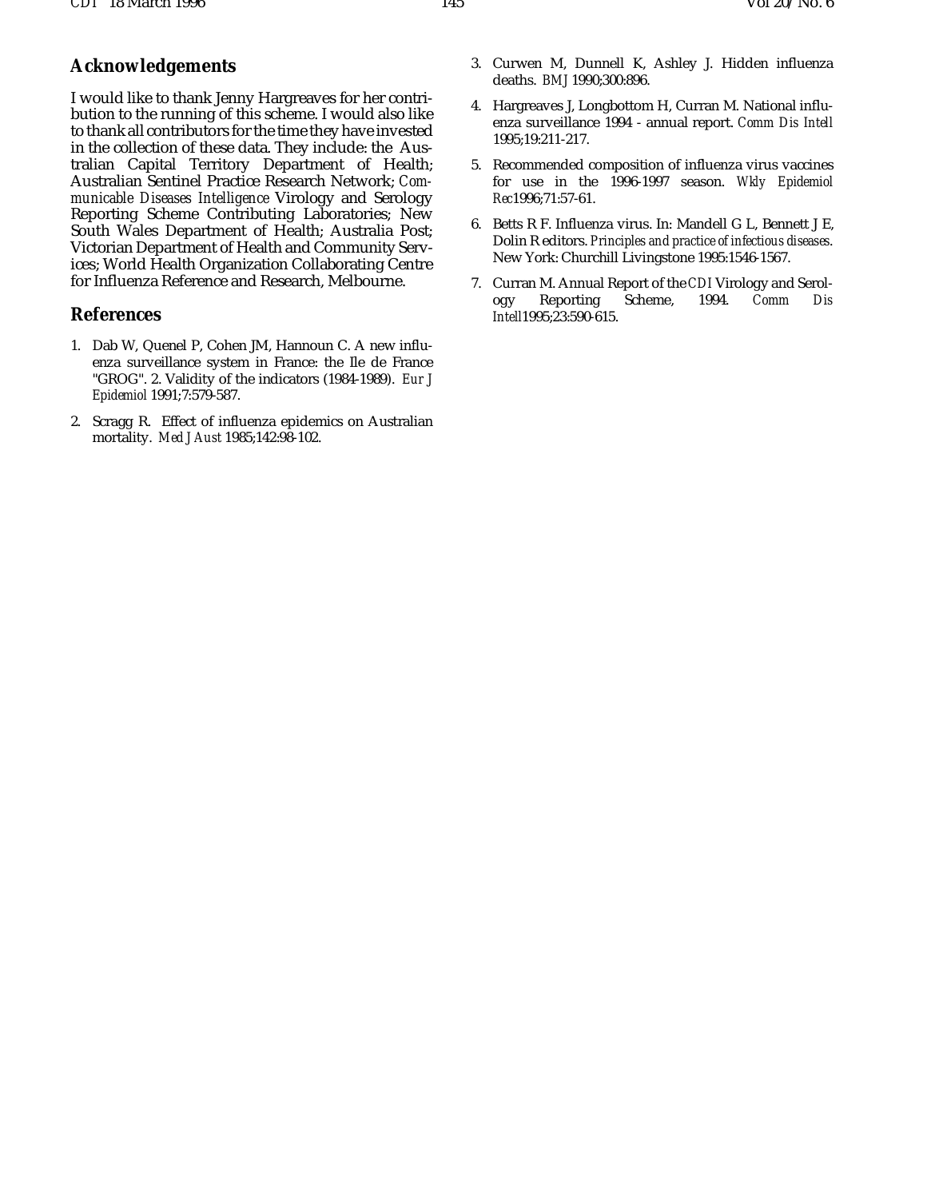## Acknowledgements

I would like to thank Jenny Hargreaves for her contribution to the running of this scheme. I would also like to thank all contributors for the time they have invested in the collection of these data. They include: the Australian Capital Territory Department of Health; Australian Sentinel Practice Research Network; *Communicable Diseases Intelligence* Virology and Serology Reporting Scheme Contributing Laboratories; New South Wales Department of Health; Australia Post; Victorian Department of Health and Community Services; World Health Organization Collaborating Centre for Influenza Reference and Research, Melbourne.

## References

1. Dab W, Quenel P, Cohen JM, Hannoun C. A new influenza surveillance system in France: the Ile de France "GROG". 2. Validity of the indicators (1984-1989). *Eur J Epidemiol* 1991;7:579-587.
2. Scragg R. Effect of influenza epidemics on Australian mortality. *Med J Aust* 1985;142:98-102.
3. Curwen M, Dunnell K, Ashley J. Hidden influenza deaths. *BMJ* 1990;300:896.
4. Hargreaves J, Longbottom H, Curran M. National influenza surveillance 1994 - annual report. *Comm Dis Intell* 1995;19:211-217.
5. Recommended composition of influenza virus vaccines for use in the 1996-1997 season. *Wkly Epidemiol Rec*1996;71:57-61.
6. Betts R F. Influenza virus. In: Mandell G L, Bennett J E, Dolin R editors. *Principles and practice of infectious diseases*. New York: Churchill Livingstone 1995:1546-1567.
7. Curran M. Annual Report of the *CDI* Virology and Serology Reporting Scheme, 1994. *Comm Dis Intell*1995;23:590-615.